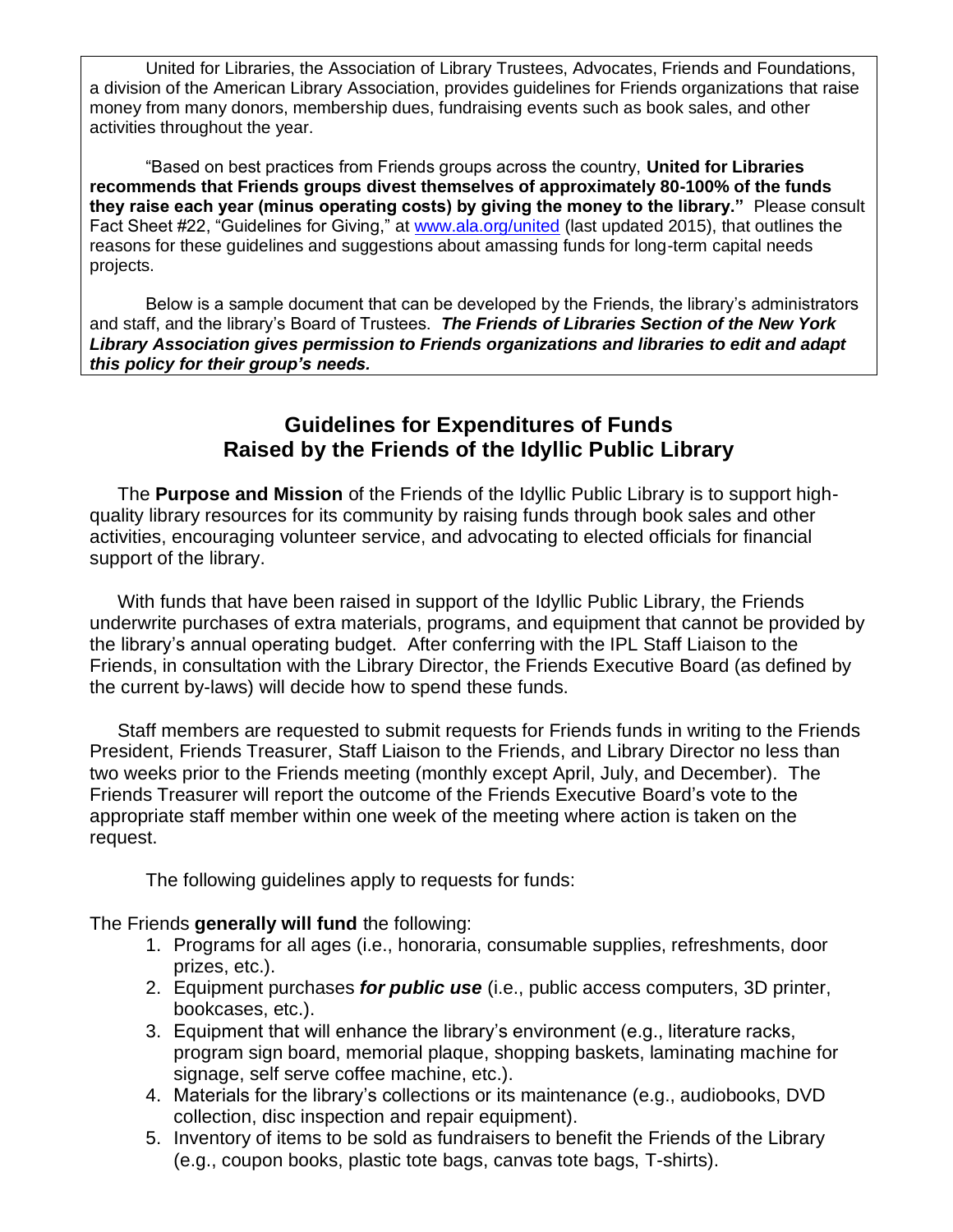United for Libraries, the Association of Library Trustees, Advocates, Friends and Foundations, a division of the American Library Association, provides guidelines for Friends organizations that raise money from many donors, membership dues, fundraising events such as book sales, and other activities throughout the year.

"Based on best practices from Friends groups across the country, **United for Libraries recommends that Friends groups divest themselves of approximately 80-100% of the funds they raise each year (minus operating costs) by giving the money to the library."** Please consult Fact Sheet #22, "Guidelines for Giving," at [www.ala.org/united](www.ala.org/united) (last updated 2015), that outlines the reasons for these guidelines and suggestions about amassing funds for long-term capital needs projects.

Below is a sample document that can be developed by the Friends, the library's administrators and staff, and the library's Board of Trustees. ***The Friends of Libraries Section of the New York Library Association gives permission to Friends organizations and libraries to edit and adapt this policy for their group's needs.***

## Guidelines for Expenditures of Funds Raised by the Friends of the Idyllic Public Library

The **Purpose and Mission** of the Friends of the Idyllic Public Library is to support high-quality library resources for its community by raising funds through book sales and other activities, encouraging volunteer service, and advocating to elected officials for financial support of the library.

With funds that have been raised in support of the Idyllic Public Library, the Friends underwrite purchases of extra materials, programs, and equipment that cannot be provided by the library's annual operating budget. After conferring with the IPL Staff Liaison to the Friends, in consultation with the Library Director, the Friends Executive Board (as defined by the current by-laws) will decide how to spend these funds.

Staff members are requested to submit requests for Friends funds in writing to the Friends President, Friends Treasurer, Staff Liaison to the Friends, and Library Director no less than two weeks prior to the Friends meeting (monthly except April, July, and December). The Friends Treasurer will report the outcome of the Friends Executive Board's vote to the appropriate staff member within one week of the meeting where action is taken on the request.

The following guidelines apply to requests for funds:

The Friends **generally will fund** the following:

1. Programs for all ages (i.e., honoraria, consumable supplies, refreshments, door prizes, etc.).
2. Equipment purchases ***for public use*** (i.e., public access computers, 3D printer, bookcases, etc.).
3. Equipment that will enhance the library's environment (e.g., literature racks, program sign board, memorial plaque, shopping baskets, laminating machine for signage, self serve coffee machine, etc.).
4. Materials for the library's collections or its maintenance (e.g., audiobooks, DVD collection, disc inspection and repair equipment).
5. Inventory of items to be sold as fundraisers to benefit the Friends of the Library (e.g., coupon books, plastic tote bags, canvas tote bags, T-shirts).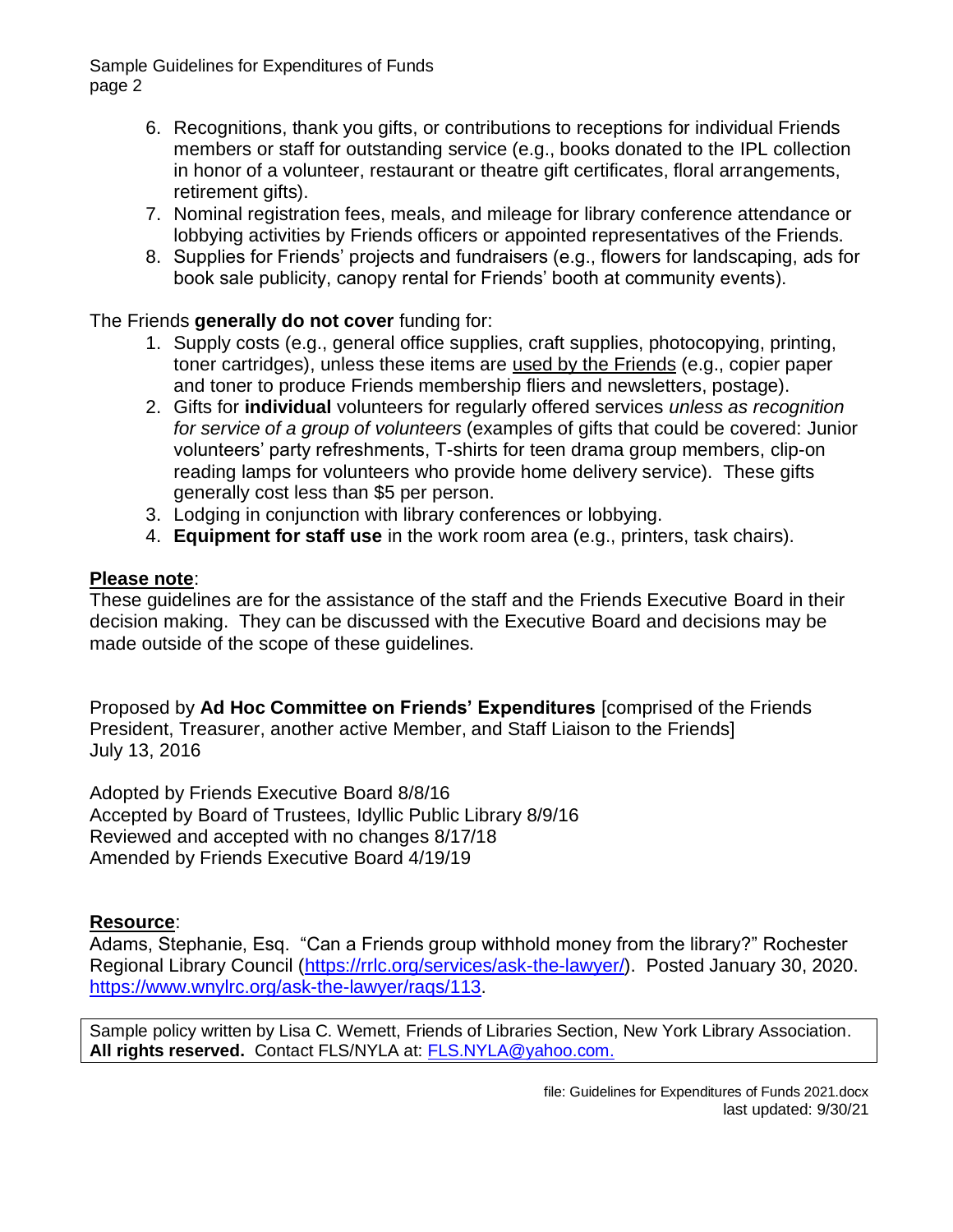6. Recognitions, thank you gifts, or contributions to receptions for individual Friends members or staff for outstanding service (e.g., books donated to the IPL collection in honor of a volunteer, restaurant or theatre gift certificates, floral arrangements, retirement gifts).
7. Nominal registration fees, meals, and mileage for library conference attendance or lobbying activities by Friends officers or appointed representatives of the Friends.
8. Supplies for Friends' projects and fundraisers (e.g., flowers for landscaping, ads for book sale publicity, canopy rental for Friends' booth at community events).

The Friends **generally do not cover** funding for:

1. Supply costs (e.g., general office supplies, craft supplies, photocopying, printing, toner cartridges), unless these items are <u>used by the Friends</u> (e.g., copier paper and toner to produce Friends membership fliers and newsletters, postage).
2. Gifts for **individual** volunteers for regularly offered services *unless as recognition for service of a group of volunteers* (examples of gifts that could be covered: Junior volunteers' party refreshments, T-shirts for teen drama group members, clip-on reading lamps for volunteers who provide home delivery service). These gifts generally cost less than $5 per person.
3. Lodging in conjunction with library conferences or lobbying.
4. **Equipment for staff use** in the work room area (e.g., printers, task chairs).

**<u>Please note</u>**:
These guidelines are for the assistance of the staff and the Friends Executive Board in their decision making. They can be discussed with the Executive Board and decisions may be made outside of the scope of these guidelines.

Proposed by **Ad Hoc Committee on Friends' Expenditures** [comprised of the Friends President, Treasurer, another active Member, and Staff Liaison to the Friends]
July 13, 2016

Adopted by Friends Executive Board 8/8/16
Accepted by Board of Trustees, Idyllic Public Library 8/9/16
Reviewed and accepted with no changes 8/17/18
Amended by Friends Executive Board 4/19/19

**<u>Resource</u>**:
Adams, Stephanie, Esq. "Can a Friends group withhold money from the library?" Rochester Regional Library Council (https://rrlc.org/services/ask-the-lawyer/). Posted January 30, 2020. https://www.wnylrc.org/ask-the-lawyer/raqs/113.

Sample policy written by Lisa C. Wemett, Friends of Libraries Section, New York Library Association. **All rights reserved.** Contact FLS/NYLA at: FLS.NYLA@yahoo.com.

file: Guidelines for Expenditures of Funds 2021.docx
last updated: 9/30/21